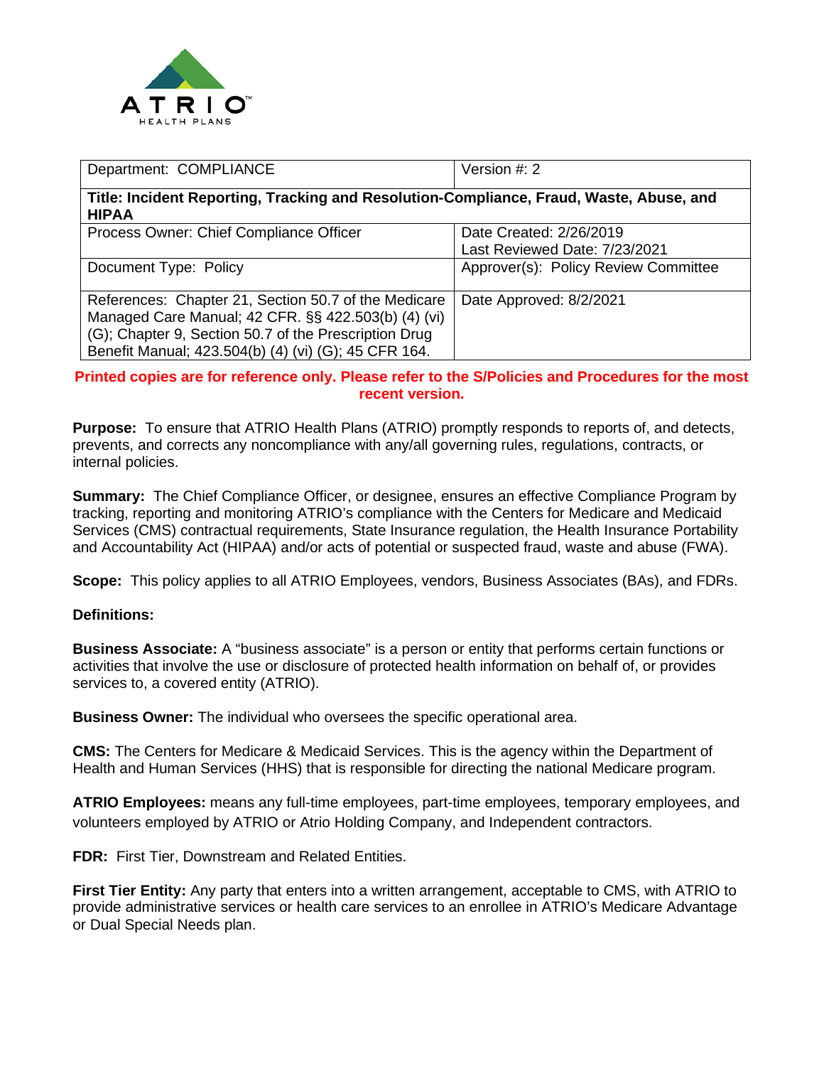ATRIO HEALTH PLANS

| Department: COMPLIANCE | Version #: 2 |
|---|---|
| **Title: Incident Reporting, Tracking and Resolution-Compliance, Fraud, Waste, Abuse, and HIPAA** | |
| Process Owner: Chief Compliance Officer | Date Created: 2/26/2019<br>Last Reviewed Date: 7/23/2021 |
| Document Type: Policy | Approver(s): Policy Review Committee |
| References: Chapter 21, Section 50.7 of the Medicare Managed Care Manual; 42 CFR. §§ 422.503(b) (4) (vi) (G); Chapter 9, Section 50.7 of the Prescription Drug Benefit Manual; 423.504(b) (4) (vi) (G); 45 CFR 164. | Date Approved: 8/2/2021 |

**Printed copies are for reference only. Please refer to the S/Policies and Procedures for the most recent version.**

**Purpose:** To ensure that ATRIO Health Plans (ATRIO) promptly responds to reports of, and detects, prevents, and corrects any noncompliance with any/all governing rules, regulations, contracts, or internal policies.

**Summary:** The Chief Compliance Officer, or designee, ensures an effective Compliance Program by tracking, reporting and monitoring ATRIO's compliance with the Centers for Medicare and Medicaid Services (CMS) contractual requirements, State Insurance regulation, the Health Insurance Portability and Accountability Act (HIPAA) and/or acts of potential or suspected fraud, waste and abuse (FWA).

**Scope:** This policy applies to all ATRIO Employees, vendors, Business Associates (BAs), and FDRs.

**Definitions:**

**Business Associate:** A "business associate" is a person or entity that performs certain functions or activities that involve the use or disclosure of protected health information on behalf of, or provides services to, a covered entity (ATRIO).

**Business Owner:** The individual who oversees the specific operational area.

**CMS:** The Centers for Medicare & Medicaid Services. This is the agency within the Department of Health and Human Services (HHS) that is responsible for directing the national Medicare program.

**ATRIO Employees:** means any full-time employees, part-time employees, temporary employees, and volunteers employed by ATRIO or Atrio Holding Company, and Independent contractors.

**FDR:** First Tier, Downstream and Related Entities.

**First Tier Entity:** Any party that enters into a written arrangement, acceptable to CMS, with ATRIO to provide administrative services or health care services to an enrollee in ATRIO's Medicare Advantage or Dual Special Needs plan.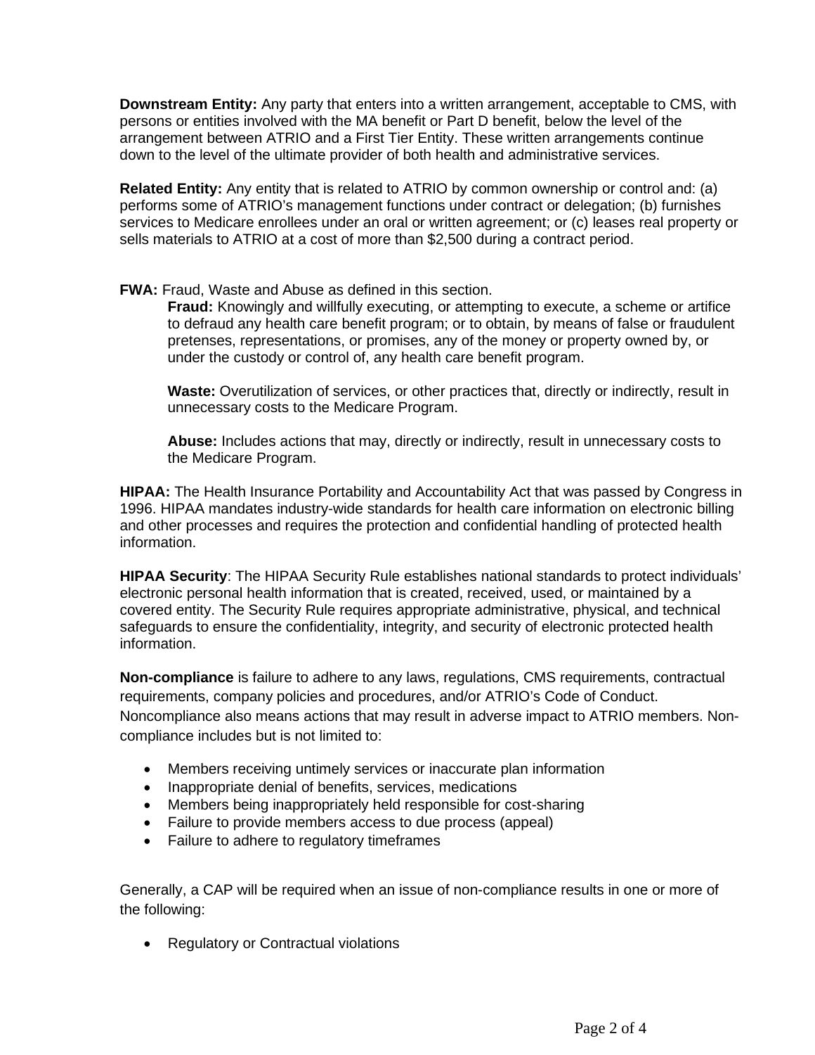**Downstream Entity:** Any party that enters into a written arrangement, acceptable to CMS, with persons or entities involved with the MA benefit or Part D benefit, below the level of the arrangement between ATRIO and a First Tier Entity. These written arrangements continue down to the level of the ultimate provider of both health and administrative services.

**Related Entity:** Any entity that is related to ATRIO by common ownership or control and: (a) performs some of ATRIO's management functions under contract or delegation; (b) furnishes services to Medicare enrollees under an oral or written agreement; or (c) leases real property or sells materials to ATRIO at a cost of more than $2,500 during a contract period.

**FWA:** Fraud, Waste and Abuse as defined in this section.

> **Fraud:** Knowingly and willfully executing, or attempting to execute, a scheme or artifice to defraud any health care benefit program; or to obtain, by means of false or fraudulent pretenses, representations, or promises, any of the money or property owned by, or under the custody or control of, any health care benefit program.
>
> **Waste:** Overutilization of services, or other practices that, directly or indirectly, result in unnecessary costs to the Medicare Program.
>
> **Abuse:** Includes actions that may, directly or indirectly, result in unnecessary costs to the Medicare Program.

**HIPAA:** The Health Insurance Portability and Accountability Act that was passed by Congress in 1996. HIPAA mandates industry-wide standards for health care information on electronic billing and other processes and requires the protection and confidential handling of protected health information.

**HIPAA Security**: The HIPAA Security Rule establishes national standards to protect individuals' electronic personal health information that is created, received, used, or maintained by a covered entity. The Security Rule requires appropriate administrative, physical, and technical safeguards to ensure the confidentiality, integrity, and security of electronic protected health information.

**Non-compliance** is failure to adhere to any laws, regulations, CMS requirements, contractual requirements, company policies and procedures, and/or ATRIO's Code of Conduct. Noncompliance also means actions that may result in adverse impact to ATRIO members. Non-compliance includes but is not limited to:

- Members receiving untimely services or inaccurate plan information
- Inappropriate denial of benefits, services, medications
- Members being inappropriately held responsible for cost-sharing
- Failure to provide members access to due process (appeal)
- Failure to adhere to regulatory timeframes

Generally, a CAP will be required when an issue of non-compliance results in one or more of the following:

- Regulatory or Contractual violations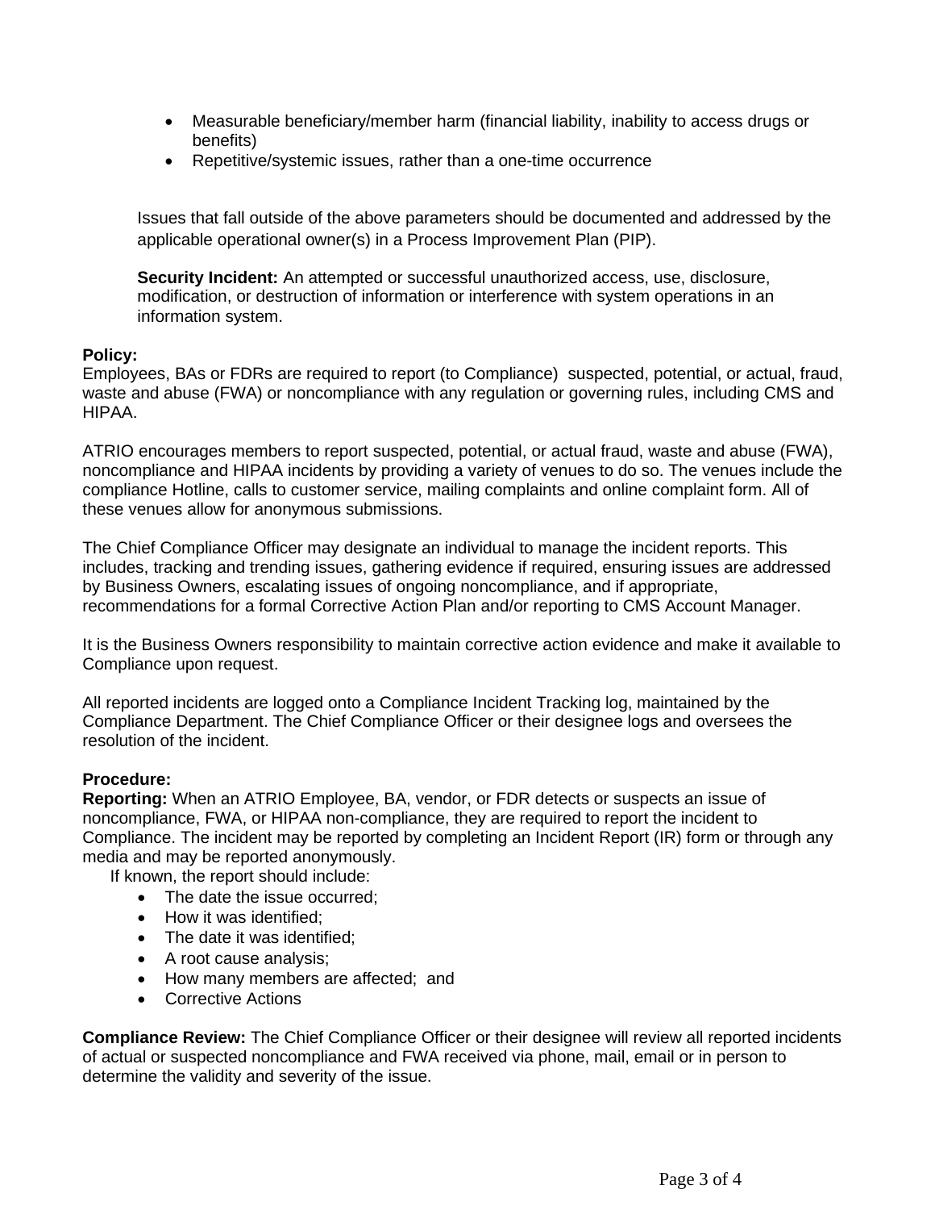- Measurable beneficiary/member harm (financial liability, inability to access drugs or benefits)
- Repetitive/systemic issues, rather than a one-time occurrence

Issues that fall outside of the above parameters should be documented and addressed by the applicable operational owner(s) in a Process Improvement Plan (PIP).

**Security Incident:** An attempted or successful unauthorized access, use, disclosure, modification, or destruction of information or interference with system operations in an information system.

**Policy:**
Employees, BAs or FDRs are required to report (to Compliance) suspected, potential, or actual, fraud, waste and abuse (FWA) or noncompliance with any regulation or governing rules, including CMS and HIPAA.

ATRIO encourages members to report suspected, potential, or actual fraud, waste and abuse (FWA), noncompliance and HIPAA incidents by providing a variety of venues to do so. The venues include the compliance Hotline, calls to customer service, mailing complaints and online complaint form. All of these venues allow for anonymous submissions.

The Chief Compliance Officer may designate an individual to manage the incident reports. This includes, tracking and trending issues, gathering evidence if required, ensuring issues are addressed by Business Owners, escalating issues of ongoing noncompliance, and if appropriate, recommendations for a formal Corrective Action Plan and/or reporting to CMS Account Manager.

It is the Business Owners responsibility to maintain corrective action evidence and make it available to Compliance upon request.

All reported incidents are logged onto a Compliance Incident Tracking log, maintained by the Compliance Department. The Chief Compliance Officer or their designee logs and oversees the resolution of the incident.

**Procedure:**
**Reporting:** When an ATRIO Employee, BA, vendor, or FDR detects or suspects an issue of noncompliance, FWA, or HIPAA non-compliance, they are required to report the incident to Compliance. The incident may be reported by completing an Incident Report (IR) form or through any media and may be reported anonymously.

If known, the report should include:

- The date the issue occurred;
- How it was identified;
- The date it was identified;
- A root cause analysis;
- How many members are affected; and
- Corrective Actions

**Compliance Review:** The Chief Compliance Officer or their designee will review all reported incidents of actual or suspected noncompliance and FWA received via phone, mail, email or in person to determine the validity and severity of the issue.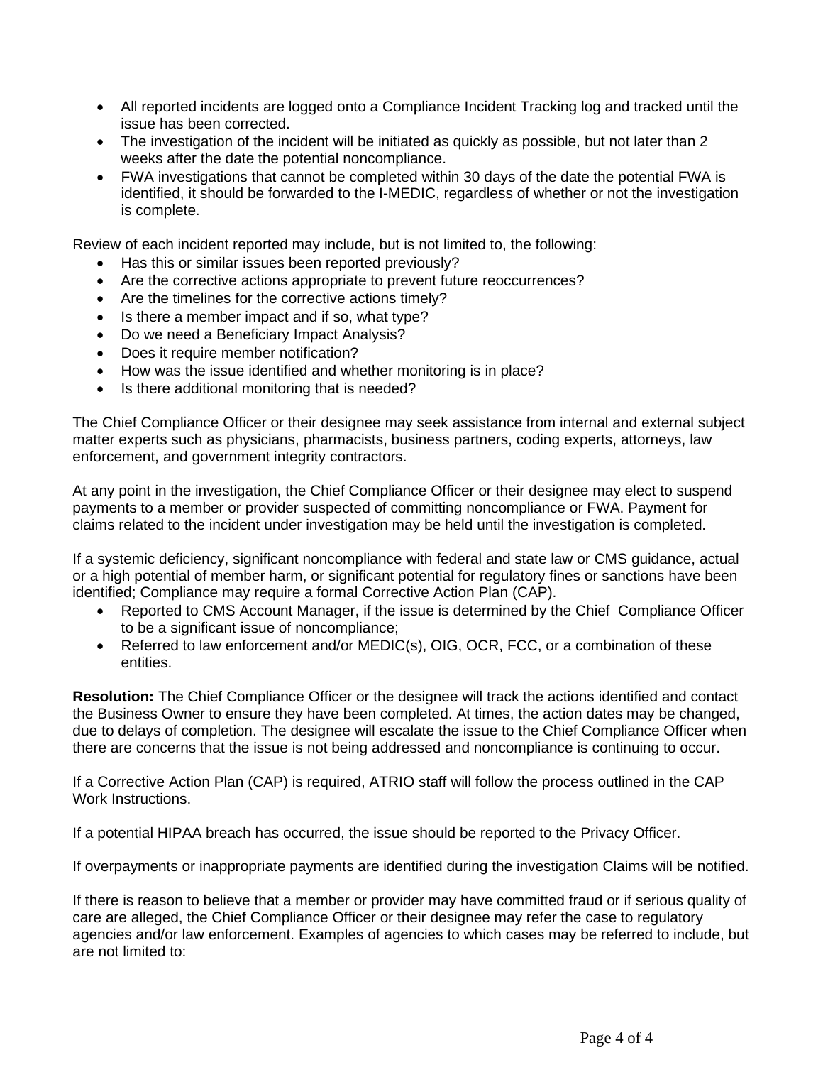- All reported incidents are logged onto a Compliance Incident Tracking log and tracked until the issue has been corrected.
- The investigation of the incident will be initiated as quickly as possible, but not later than 2 weeks after the date the potential noncompliance.
- FWA investigations that cannot be completed within 30 days of the date the potential FWA is identified, it should be forwarded to the I-MEDIC, regardless of whether or not the investigation is complete.

Review of each incident reported may include, but is not limited to, the following:

- Has this or similar issues been reported previously?
- Are the corrective actions appropriate to prevent future reoccurrences?
- Are the timelines for the corrective actions timely?
- Is there a member impact and if so, what type?
- Do we need a Beneficiary Impact Analysis?
- Does it require member notification?
- How was the issue identified and whether monitoring is in place?
- Is there additional monitoring that is needed?

The Chief Compliance Officer or their designee may seek assistance from internal and external subject matter experts such as physicians, pharmacists, business partners, coding experts, attorneys, law enforcement, and government integrity contractors.

At any point in the investigation, the Chief Compliance Officer or their designee may elect to suspend payments to a member or provider suspected of committing noncompliance or FWA. Payment for claims related to the incident under investigation may be held until the investigation is completed.

If a systemic deficiency, significant noncompliance with federal and state law or CMS guidance, actual or a high potential of member harm, or significant potential for regulatory fines or sanctions have been identified; Compliance may require a formal Corrective Action Plan (CAP).

- Reported to CMS Account Manager, if the issue is determined by the Chief Compliance Officer to be a significant issue of noncompliance;
- Referred to law enforcement and/or MEDIC(s), OIG, OCR, FCC, or a combination of these entities.

**Resolution:** The Chief Compliance Officer or the designee will track the actions identified and contact the Business Owner to ensure they have been completed. At times, the action dates may be changed, due to delays of completion. The designee will escalate the issue to the Chief Compliance Officer when there are concerns that the issue is not being addressed and noncompliance is continuing to occur.

If a Corrective Action Plan (CAP) is required, ATRIO staff will follow the process outlined in the CAP Work Instructions.

If a potential HIPAA breach has occurred, the issue should be reported to the Privacy Officer.

If overpayments or inappropriate payments are identified during the investigation Claims will be notified.

If there is reason to believe that a member or provider may have committed fraud or if serious quality of care are alleged, the Chief Compliance Officer or their designee may refer the case to regulatory agencies and/or law enforcement. Examples of agencies to which cases may be referred to include, but are not limited to: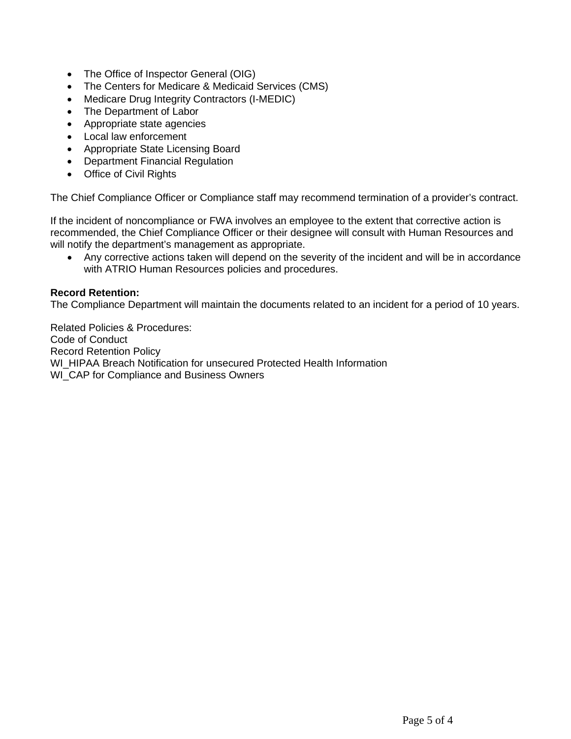- The Office of Inspector General (OIG)
- The Centers for Medicare & Medicaid Services (CMS)
- Medicare Drug Integrity Contractors (I-MEDIC)
- The Department of Labor
- Appropriate state agencies
- Local law enforcement
- Appropriate State Licensing Board
- Department Financial Regulation
- Office of Civil Rights

The Chief Compliance Officer or Compliance staff may recommend termination of a provider's contract.

If the incident of noncompliance or FWA involves an employee to the extent that corrective action is recommended, the Chief Compliance Officer or their designee will consult with Human Resources and will notify the department's management as appropriate.

- Any corrective actions taken will depend on the severity of the incident and will be in accordance with ATRIO Human Resources policies and procedures.

**Record Retention:**
The Compliance Department will maintain the documents related to an incident for a period of 10 years.

Related Policies & Procedures:
Code of Conduct
Record Retention Policy
WI_HIPAA Breach Notification for unsecured Protected Health Information
WI_CAP for Compliance and Business Owners